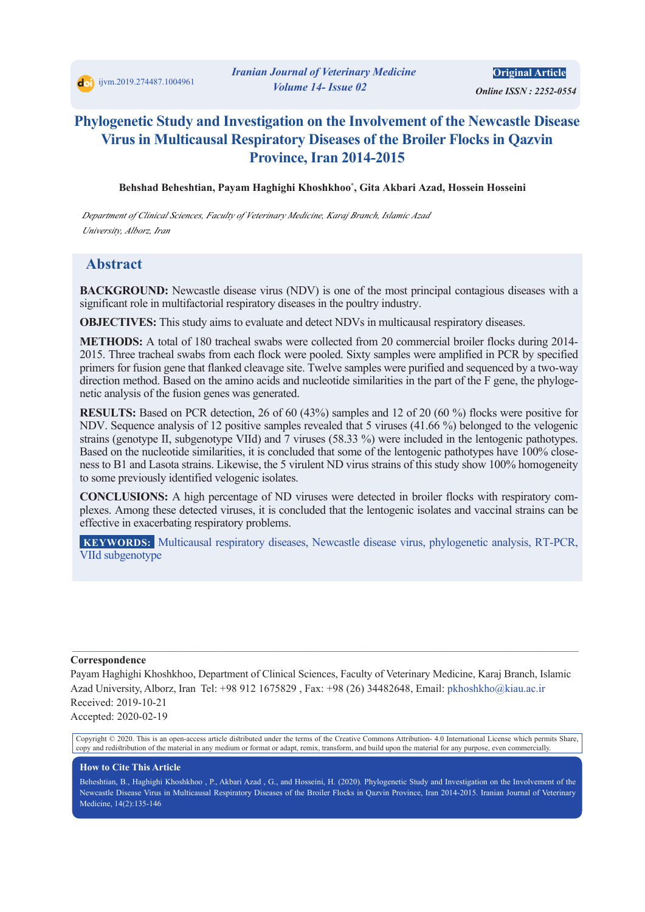# Phylogenetic Study and Investigation on the Involvement of the Newcastle Disease Virus in Multicausal Respiratory Diseases of the Broiler Flocks in Qazvin Province, Iran 2014-2015

**Behshad Beheshtian, Payam Haghighi Khoshkhoo[*], Gita Akbari Azad, Hossein Hosseini**

*Department of Clinical Sciences, Faculty of Veterinary Medicine, Karaj Branch, Islamic Azad University, Alborz, Iran*

## Abstract

**BACKGROUND:** Newcastle disease virus (NDV) is one of the most principal contagious diseases with a significant role in multifactorial respiratory diseases in the poultry industry.

**OBJECTIVES:** This study aims to evaluate and detect NDVs in multicausal respiratory diseases.

**METHODS:** A total of 180 tracheal swabs were collected from 20 commercial broiler flocks during 2014-2015. Three tracheal swabs from each flock were pooled. Sixty samples were amplified in PCR by specified primers for fusion gene that flanked cleavage site. Twelve samples were purified and sequenced by a two-way direction method. Based on the amino acids and nucleotide similarities in the part of the F gene, the phylogenetic analysis of the fusion genes was generated.

**RESULTS:** Based on PCR detection, 26 of 60 (43%) samples and 12 of 20 (60 %) flocks were positive for NDV. Sequence analysis of 12 positive samples revealed that 5 viruses (41.66 %) belonged to the velogenic strains (genotype II, subgenotype VIId) and 7 viruses (58.33 %) were included in the lentogenic pathotypes. Based on the nucleotide similarities, it is concluded that some of the lentogenic pathotypes have 100% closeness to B1 and Lasota strains. Likewise, the 5 virulent ND virus strains of this study show 100% homogeneity to some previously identified velogenic isolates.

**CONCLUSIONS:** A high percentage of ND viruses were detected in broiler flocks with respiratory complexes. Among these detected viruses, it is concluded that the lentogenic isolates and vaccinal strains can be effective in exacerbating respiratory problems.

**KEYWORDS:** Multicausal respiratory diseases, Newcastle disease virus, phylogenetic analysis, RT-PCR, VIId subgenotype

---

**Correspondence**

Payam Haghighi Khoshkhoo, Department of Clinical Sciences, Faculty of Veterinary Medicine, Karaj Branch, Islamic Azad University, Alborz, Iran Tel: +98 912 1675829 , Fax: +98 (26) 34482648, Email: pkhoshkho@kiau.ac.ir

Received: 2019-10-21

Accepted: 2020-02-19

Copyright © 2020. This is an open-access article distributed under the terms of the Creative Commons Attribution- 4.0 International License which permits Share, copy and redistribution of the material in any medium or format or adapt, remix, transform, and build upon the material for any purpose, even commercially.

**How to Cite This Article**

Beheshtian, B., Haghighi Khoshkhoo , P., Akbari Azad , G., and Hosseini, H. (2020). Phylogenetic Study and Investigation on the Involvement of the Newcastle Disease Virus in Multicausal Respiratory Diseases of the Broiler Flocks in Qazvin Province, Iran 2014-2015. Iranian Journal of Veterinary Medicine, 14(2):135-146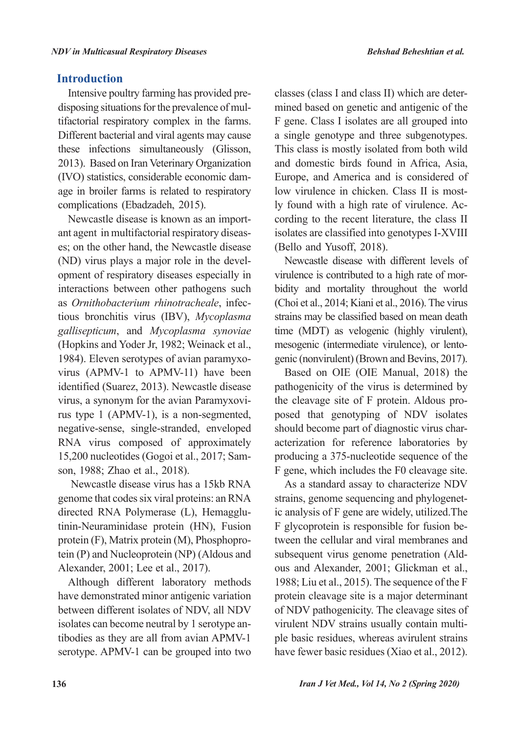## Introduction

Intensive poultry farming has provided predisposing situations for the prevalence of multifactorial respiratory complex in the farms. Different bacterial and viral agents may cause these infections simultaneously (Glisson, 2013). Based on Iran Veterinary Organization (IVO) statistics, considerable economic damage in broiler farms is related to respiratory complications (Ebadzadeh, 2015).

Newcastle disease is known as an important agent in multifactorial respiratory diseases; on the other hand, the Newcastle disease (ND) virus plays a major role in the development of respiratory diseases especially in interactions between other pathogens such as *Ornithobacterium rhinotracheale*, infectious bronchitis virus (IBV), *Mycoplasma gallisepticum*, and *Mycoplasma synoviae* (Hopkins and Yoder Jr, 1982; Weinack et al., 1984). Eleven serotypes of avian paramyxovirus (APMV-1 to APMV-11) have been identified (Suarez, 2013). Newcastle disease virus, a synonym for the avian Paramyxovirus type 1 (APMV-1), is a non-segmented, negative-sense, single-stranded, enveloped RNA virus composed of approximately 15,200 nucleotides (Gogoi et al., 2017; Samson, 1988; Zhao et al., 2018).

Newcastle disease virus has a 15kb RNA genome that codes six viral proteins: an RNA directed RNA Polymerase (L), Hemagglutinin-Neuraminidase protein (HN), Fusion protein (F), Matrix protein (M), Phosphoprotein (P) and Nucleoprotein (NP) (Aldous and Alexander, 2001; Lee et al., 2017).

Although different laboratory methods have demonstrated minor antigenic variation between different isolates of NDV, all NDV isolates can become neutral by 1 serotype antibodies as they are all from avian APMV-1 serotype. APMV-1 can be grouped into two classes (class I and class II) which are determined based on genetic and antigenic of the F gene. Class I isolates are all grouped into a single genotype and three subgenotypes. This class is mostly isolated from both wild and domestic birds found in Africa, Asia, Europe, and America and is considered of low virulence in chicken. Class II is mostly found with a high rate of virulence. According to the recent literature, the class II isolates are classified into genotypes I-XVIII (Bello and Yusoff, 2018).

Newcastle disease with different levels of virulence is contributed to a high rate of morbidity and mortality throughout the world (Choi et al., 2014; Kiani et al., 2016). The virus strains may be classified based on mean death time (MDT) as velogenic (highly virulent), mesogenic (intermediate virulence), or lentogenic (nonvirulent) (Brown and Bevins, 2017).

Based on OIE (OIE Manual, 2018) the pathogenicity of the virus is determined by the cleavage site of F protein. Aldous proposed that genotyping of NDV isolates should become part of diagnostic virus characterization for reference laboratories by producing a 375-nucleotide sequence of the F gene, which includes the F0 cleavage site.

As a standard assay to characterize NDV strains, genome sequencing and phylogenetic analysis of F gene are widely, utilized.The F glycoprotein is responsible for fusion between the cellular and viral membranes and subsequent virus genome penetration (Aldous and Alexander, 2001; Glickman et al., 1988; Liu et al., 2015). The sequence of the F protein cleavage site is a major determinant of NDV pathogenicity. The cleavage sites of virulent NDV strains usually contain multiple basic residues, whereas avirulent strains have fewer basic residues (Xiao et al., 2012).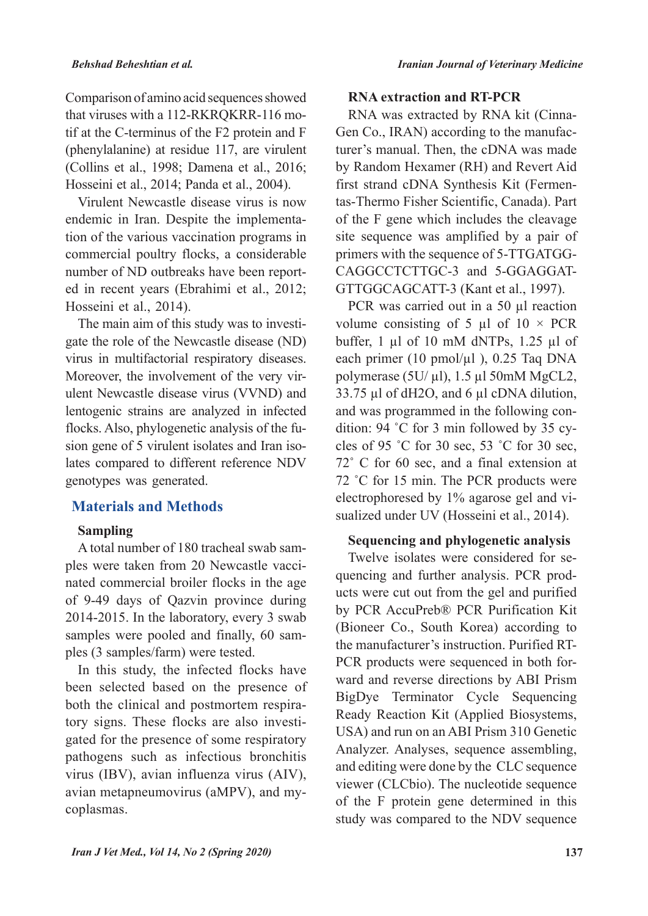Comparison of amino acid sequences showed that viruses with a 112-RKRQKRR-116 motif at the C-terminus of the F2 protein and F (phenylalanine) at residue 117, are virulent (Collins et al., 1998; Damena et al., 2016; Hosseini et al., 2014; Panda et al., 2004).

Virulent Newcastle disease virus is now endemic in Iran. Despite the implementation of the various vaccination programs in commercial poultry flocks, a considerable number of ND outbreaks have been reported in recent years (Ebrahimi et al., 2012; Hosseini et al., 2014).

The main aim of this study was to investigate the role of the Newcastle disease (ND) virus in multifactorial respiratory diseases. Moreover, the involvement of the very virulent Newcastle disease virus (VVND) and lentogenic strains are analyzed in infected flocks. Also, phylogenetic analysis of the fusion gene of 5 virulent isolates and Iran isolates compared to different reference NDV genotypes was generated.

## Materials and Methods

### Sampling

A total number of 180 tracheal swab samples were taken from 20 Newcastle vaccinated commercial broiler flocks in the age of 9-49 days of Qazvin province during 2014-2015. In the laboratory, every 3 swab samples were pooled and finally, 60 samples (3 samples/farm) were tested.

In this study, the infected flocks have been selected based on the presence of both the clinical and postmortem respiratory signs. These flocks are also investigated for the presence of some respiratory pathogens such as infectious bronchitis virus (IBV), avian influenza virus (AIV), avian metapneumovirus (aMPV), and mycoplasmas.

### RNA extraction and RT-PCR

RNA was extracted by RNA kit (CinnaGen Co., IRAN) according to the manufacturer's manual. Then, the cDNA was made by Random Hexamer (RH) and Revert Aid first strand cDNA Synthesis Kit (Fermentas-Thermo Fisher Scientific, Canada). Part of the F gene which includes the cleavage site sequence was amplified by a pair of primers with the sequence of 5-TTGATGG-CAGGCCTCTTGC-3 and 5-GGAGGAT-GTTGGCAGCATT-3 (Kant et al., 1997).

PCR was carried out in a 50 µl reaction volume consisting of 5 µl of 10 × PCR buffer, 1 µl of 10 mM dNTPs, 1.25 µl of each primer (10 pmol/µl ), 0.25 Taq DNA polymerase (5U/ µl), 1.5 µl 50mM $MgCL_2$, 33.75 µl of $dH_2O$, and 6 µl cDNA dilution, and was programmed in the following condition: 94 ˚C for 3 min followed by 35 cycles of 95 ˚C for 30 sec, 53 ˚C for 30 sec, 72˚ C for 60 sec, and a final extension at 72 ˚C for 15 min. The PCR products were electrophoresed by 1% agarose gel and visualized under UV (Hosseini et al., 2014).

### Sequencing and phylogenetic analysis

Twelve isolates were considered for sequencing and further analysis. PCR products were cut out from the gel and purified by PCR AccuPreb® PCR Purification Kit (Bioneer Co., South Korea) according to the manufacturer's instruction. Purified RT-PCR products were sequenced in both forward and reverse directions by ABI Prism BigDye Terminator Cycle Sequencing Ready Reaction Kit (Applied Biosystems, USA) and run on an ABI Prism 310 Genetic Analyzer. Analyses, sequence assembling, and editing were done by the CLC sequence viewer (CLCbio). The nucleotide sequence of the F protein gene determined in this study was compared to the NDV sequence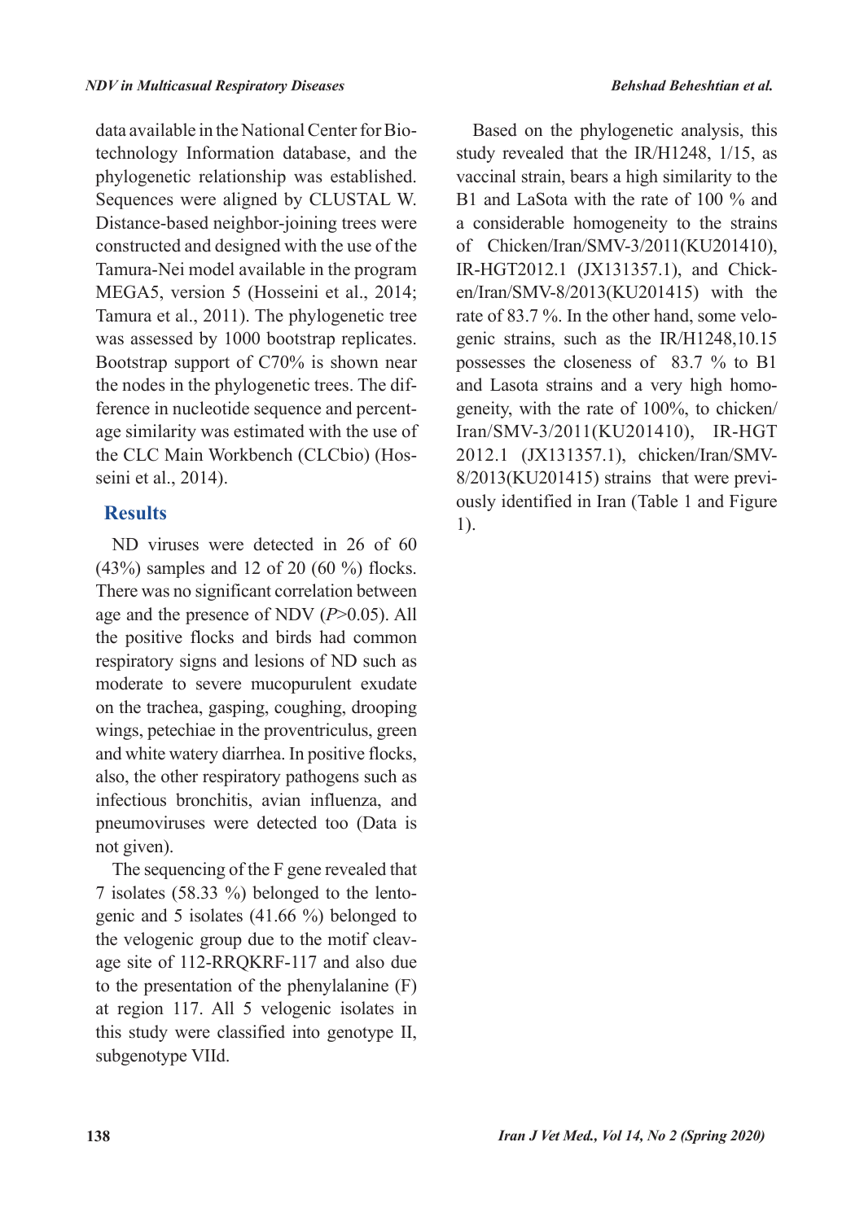data available in the National Center for Biotechnology Information database, and the phylogenetic relationship was established. Sequences were aligned by CLUSTAL W. Distance-based neighbor-joining trees were constructed and designed with the use of the Tamura-Nei model available in the program MEGA5, version 5 (Hosseini et al., 2014; Tamura et al., 2011). The phylogenetic tree was assessed by 1000 bootstrap replicates. Bootstrap support of C70% is shown near the nodes in the phylogenetic trees. The difference in nucleotide sequence and percentage similarity was estimated with the use of the CLC Main Workbench (CLCbio) (Hosseini et al., 2014).

## Results

ND viruses were detected in 26 of 60 (43%) samples and 12 of 20 (60 %) flocks. There was no significant correlation between age and the presence of NDV ($P$>0.05). All the positive flocks and birds had common respiratory signs and lesions of ND such as moderate to severe mucopurulent exudate on the trachea, gasping, coughing, drooping wings, petechiae in the proventriculus, green and white watery diarrhea. In positive flocks, also, the other respiratory pathogens such as infectious bronchitis, avian influenza, and pneumoviruses were detected too (Data is not given).

The sequencing of the F gene revealed that 7 isolates (58.33 %) belonged to the lentogenic and 5 isolates (41.66 %) belonged to the velogenic group due to the motif cleavage site of 112-RRQKRF-117 and also due to the presentation of the phenylalanine (F) at region 117. All 5 velogenic isolates in this study were classified into genotype II, subgenotype VIId.

Based on the phylogenetic analysis, this study revealed that the IR/H1248, 1/15, as vaccinal strain, bears a high similarity to the B1 and LaSota with the rate of 100 % and a considerable homogeneity to the strains of Chicken/Iran/SMV-3/2011(KU201410), IR-HGT2012.1 (JX131357.1), and Chicken/Iran/SMV-8/2013(KU201415) with the rate of 83.7 %. In the other hand, some velogenic strains, such as the IR/H1248,10.15 possesses the closeness of 83.7 % to B1 and Lasota strains and a very high homogeneity, with the rate of 100%, to chicken/Iran/SMV-3/2011(KU201410), IR-HGT 2012.1 (JX131357.1), chicken/Iran/SMV-8/2013(KU201415) strains that were previously identified in Iran (Table 1 and Figure 1).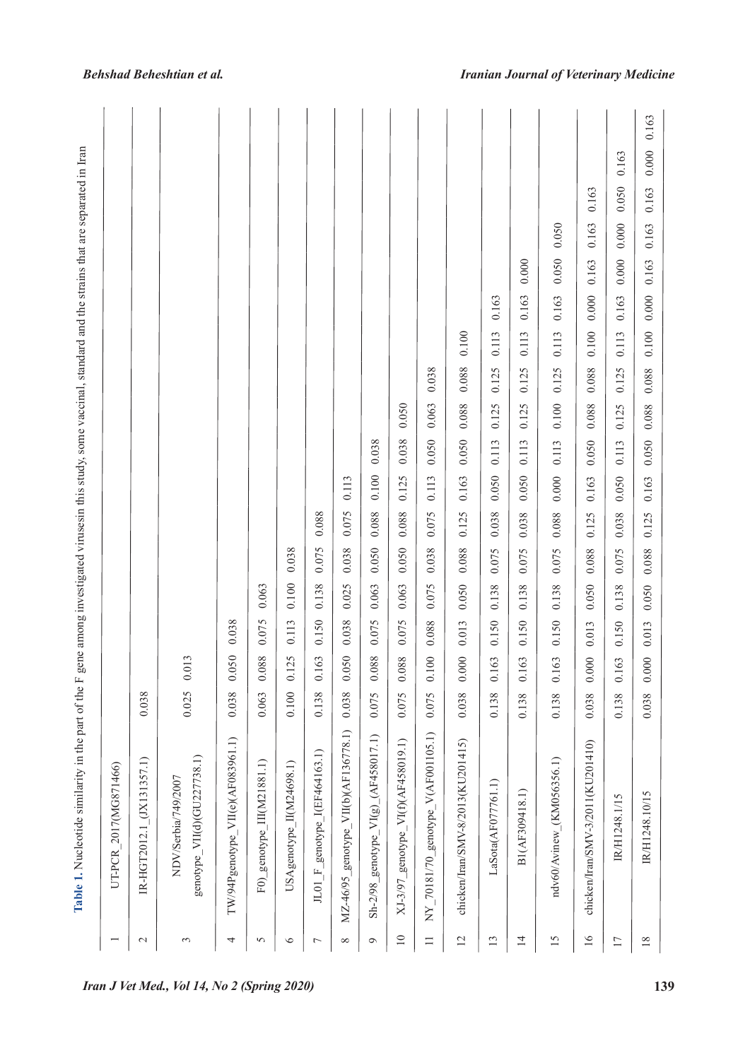**Table 1.** Nucleotide similarity in the part of the F gene among investigated virusesin this study, some vaccinal, standard and the strains that are separated in Iran

| | | 1 | 2 | 3 | 4 | 5 | 6 | 7 | 8 | 9 | 10 | 11 | 12 | 13 | 14 | 15 | 16 | 17 |
|---|---|---|---|---|---|---|---|---|---|---|---|---|---|---|---|---|---|---|
| 1 | UT-PCR_2017(MG871466) | | | | | | | | | | | | | | | | | |
| 2 | IR-HGT2012.1_(JX131357.1) | 0.038 | | | | | | | | | | | | | | | | |
| 3 | NDV/Serbia/749/2007 genotype_VII(d)(GU227738.1) | 0.025 | 0.013 | | | | | | | | | | | | | | | |
| 4 | TW/94Pgenotype_VII(e)(AF083961.1) | 0.038 | 0.050 | 0.038 | | | | | | | | | | | | | | |
| 5 | F0)_genotype_III(M21881.1) | 0.063 | 0.088 | 0.075 | 0.063 | | | | | | | | | | | | | |
| 6 | USAgenotype_II(M24698.1) | 0.100 | 0.125 | 0.113 | 0.100 | 0.038 | | | | | | | | | | | | |
| 7 | JL01_F_genotype_I(EF464163.1) | 0.138 | 0.163 | 0.150 | 0.138 | 0.075 | 0.088 | | | | | | | | | | | |
| 8 | MZ-46/95_genotype_VII(b)(AF136778.1) | 0.038 | 0.050 | 0.038 | 0.025 | 0.038 | 0.075 | 0.113 | | | | | | | | | | |
| 9 | Sh-2/98_genotype_VI(g)_(AF458017.1) | 0.075 | 0.088 | 0.075 | 0.063 | 0.050 | 0.088 | 0.100 | 0.038 | | | | | | | | | |
| 10 | XJ-3/97_genotype_VI(f)(AF458019.1) | 0.075 | 0.088 | 0.075 | 0.063 | 0.050 | 0.088 | 0.125 | 0.038 | 0.050 | | | | | | | | |
| 11 | NY_70181/70_genotype_V(AF001105.1) | 0.075 | 0.100 | 0.088 | 0.075 | 0.038 | 0.075 | 0.113 | 0.050 | 0.063 | 0.038 | | | | | | | |
| 12 | chicken/Iran/SMV-8/2013(KU201415) | 0.038 | 0.000 | 0.013 | 0.050 | 0.088 | 0.125 | 0.163 | 0.050 | 0.088 | 0.088 | 0.100 | | | | | | |
| 13 | LaSota(AF077761.1) | 0.138 | 0.163 | 0.150 | 0.138 | 0.075 | 0.038 | 0.050 | 0.113 | 0.125 | 0.125 | 0.113 | 0.163 | | | | | |
| 14 | B1(AF309418.1) | 0.138 | 0.163 | 0.150 | 0.138 | 0.075 | 0.038 | 0.050 | 0.113 | 0.125 | 0.125 | 0.113 | 0.163 | 0.000 | | | | |
| 15 | ndv60/Avinew_(KM056356.1) | 0.138 | 0.163 | 0.150 | 0.138 | 0.075 | 0.088 | 0.000 | 0.113 | 0.100 | 0.125 | 0.113 | 0.163 | 0.050 | 0.050 | | | |
| 16 | chicken/Iran/SMV-3/2011(KU201410) | 0.038 | 0.000 | 0.013 | 0.050 | 0.088 | 0.125 | 0.163 | 0.050 | 0.088 | 0.088 | 0.100 | 0.000 | 0.163 | 0.163 | 0.163 | | |
| 17 | IR/H1248.1/15 | 0.138 | 0.163 | 0.150 | 0.138 | 0.075 | 0.038 | 0.050 | 0.113 | 0.125 | 0.125 | 0.113 | 0.163 | 0.000 | 0.000 | 0.050 | 0.163 | |
| 18 | IR/H1248.10/15 | 0.038 | 0.000 | 0.013 | 0.050 | 0.088 | 0.125 | 0.163 | 0.050 | 0.088 | 0.088 | 0.100 | 0.000 | 0.163 | 0.163 | 0.163 | 0.000 | 0.163 |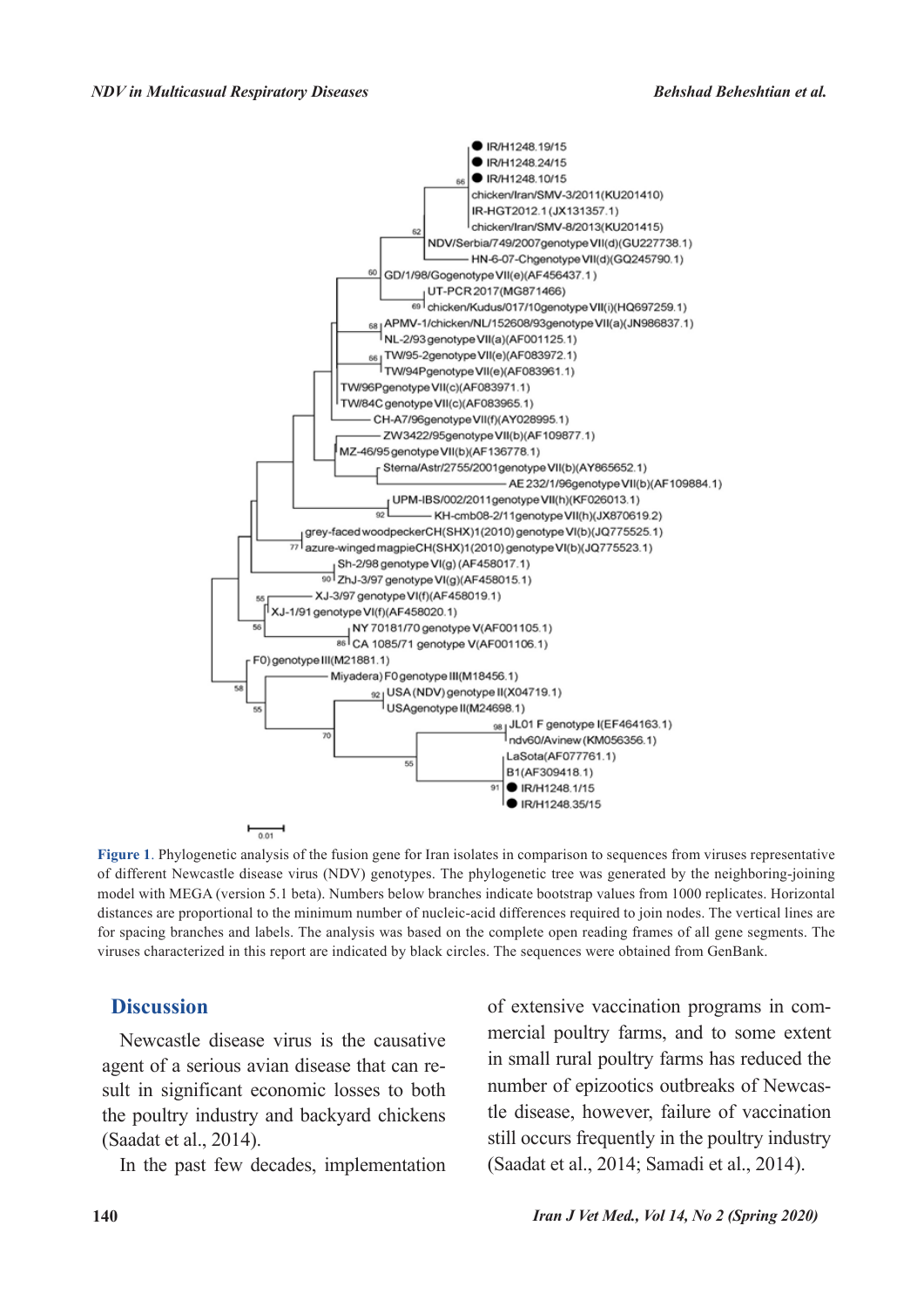**Figure 1**. Phylogenetic analysis of the fusion gene for Iran isolates in comparison to sequences from viruses representative of different Newcastle disease virus (NDV) genotypes. The phylogenetic tree was generated by the neighboring-joining model with MEGA (version 5.1 beta). Numbers below branches indicate bootstrap values from 1000 replicates. Horizontal distances are proportional to the minimum number of nucleic-acid differences required to join nodes. The vertical lines are for spacing branches and labels. The analysis was based on the complete open reading frames of all gene segments. The viruses characterized in this report are indicated by black circles. The sequences were obtained from GenBank.

## Discussion

Newcastle disease virus is the causative agent of a serious avian disease that can result in significant economic losses to both the poultry industry and backyard chickens (Saadat et al., 2014).

In the past few decades, implementation of extensive vaccination programs in commercial poultry farms, and to some extent in small rural poultry farms has reduced the number of epizootics outbreaks of Newcastle disease, however, failure of vaccination still occurs frequently in the poultry industry (Saadat et al., 2014; Samadi et al., 2014).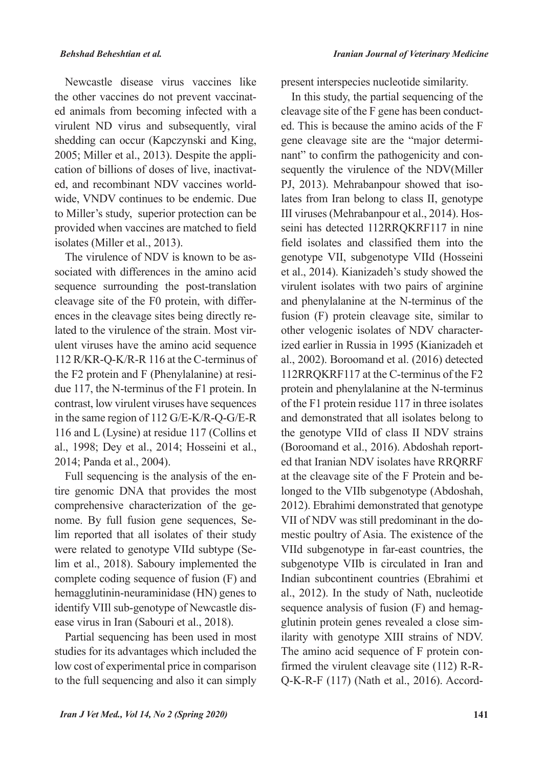Newcastle disease virus vaccines like the other vaccines do not prevent vaccinated animals from becoming infected with a virulent ND virus and subsequently, viral shedding can occur (Kapczynski and King, 2005; Miller et al., 2013). Despite the application of billions of doses of live, inactivated, and recombinant NDV vaccines worldwide, VNDV continues to be endemic. Due to Miller's study, superior protection can be provided when vaccines are matched to field isolates (Miller et al., 2013).

The virulence of NDV is known to be associated with differences in the amino acid sequence surrounding the post-translation cleavage site of the F0 protein, with differences in the cleavage sites being directly related to the virulence of the strain. Most virulent viruses have the amino acid sequence 112 R/KR-Q-K/R-R 116 at the C-terminus of the F2 protein and F (Phenylalanine) at residue 117, the N-terminus of the F1 protein. In contrast, low virulent viruses have sequences in the same region of 112 G/E-K/R-Q-G/E-R 116 and L (Lysine) at residue 117 (Collins et al., 1998; Dey et al., 2014; Hosseini et al., 2014; Panda et al., 2004).

Full sequencing is the analysis of the entire genomic DNA that provides the most comprehensive characterization of the genome. By full fusion gene sequences, Selim reported that all isolates of their study were related to genotype VIId subtype (Selim et al., 2018). Saboury implemented the complete coding sequence of fusion (F) and hemagglutinin-neuraminidase (HN) genes to identify VIIl sub-genotype of Newcastle disease virus in Iran (Sabouri et al., 2018).

Partial sequencing has been used in most studies for its advantages which included the low cost of experimental price in comparison to the full sequencing and also it can simply present interspecies nucleotide similarity.

In this study, the partial sequencing of the cleavage site of the F gene has been conducted. This is because the amino acids of the F gene cleavage site are the "major determinant" to confirm the pathogenicity and consequently the virulence of the NDV(Miller PJ, 2013). Mehrabanpour showed that isolates from Iran belong to class II, genotype III viruses (Mehrabanpour et al., 2014). Hosseini has detected 112RRQKRF117 in nine field isolates and classified them into the genotype VII, subgenotype VIId (Hosseini et al., 2014). Kianizadeh's study showed the virulent isolates with two pairs of arginine and phenylalanine at the N-terminus of the fusion (F) protein cleavage site, similar to other velogenic isolates of NDV characterized earlier in Russia in 1995 (Kianizadeh et al., 2002). Boroomand et al. (2016) detected 112RRQKRF117 at the C-terminus of the F2 protein and phenylalanine at the N-terminus of the F1 protein residue 117 in three isolates and demonstrated that all isolates belong to the genotype VIId of class II NDV strains (Boroomand et al., 2016). Abdoshah reported that Iranian NDV isolates have RRQRRF at the cleavage site of the F Protein and belonged to the VIIb subgenotype (Abdoshah, 2012). Ebrahimi demonstrated that genotype VII of NDV was still predominant in the domestic poultry of Asia. The existence of the VIId subgenotype in far-east countries, the subgenotype VIIb is circulated in Iran and Indian subcontinent countries (Ebrahimi et al., 2012). In the study of Nath, nucleotide sequence analysis of fusion (F) and hemagglutinin protein genes revealed a close similarity with genotype XIII strains of NDV. The amino acid sequence of F protein confirmed the virulent cleavage site (112) R-R-Q-K-R-F (117) (Nath et al., 2016). Accord-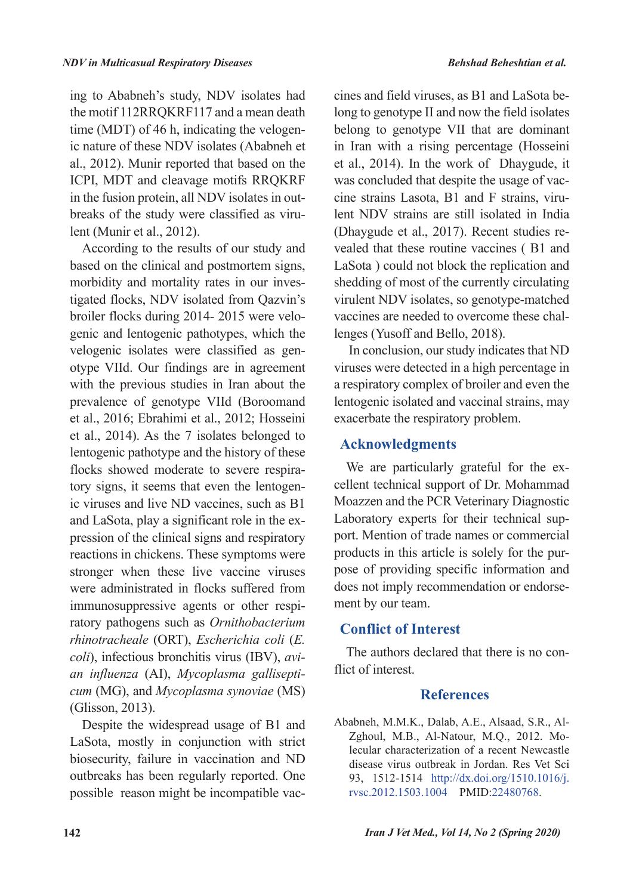ing to Ababneh's study, NDV isolates had the motif 112RRQKRF117 and a mean death time (MDT) of 46 h, indicating the velogenic nature of these NDV isolates (Ababneh et al., 2012). Munir reported that based on the ICPI, MDT and cleavage motifs RRQKRF in the fusion protein, all NDV isolates in outbreaks of the study were classified as virulent (Munir et al., 2012).

According to the results of our study and based on the clinical and postmortem signs, morbidity and mortality rates in our investigated flocks, NDV isolated from Qazvin's broiler flocks during 2014- 2015 were velogenic and lentogenic pathotypes, which the velogenic isolates were classified as genotype VIId. Our findings are in agreement with the previous studies in Iran about the prevalence of genotype VIId (Boroomand et al., 2016; Ebrahimi et al., 2012; Hosseini et al., 2014). As the 7 isolates belonged to lentogenic pathotype and the history of these flocks showed moderate to severe respiratory signs, it seems that even the lentogenic viruses and live ND vaccines, such as B1 and LaSota, play a significant role in the expression of the clinical signs and respiratory reactions in chickens. These symptoms were stronger when these live vaccine viruses were administrated in flocks suffered from immunosuppressive agents or other respiratory pathogens such as *Ornithobacterium rhinotracheale* (ORT), *Escherichia coli* (*E. coli*), infectious bronchitis virus (IBV), *avian influenza* (AI), *Mycoplasma gallisepticum* (MG), and *Mycoplasma synoviae* (MS) (Glisson, 2013).

Despite the widespread usage of B1 and LaSota, mostly in conjunction with strict biosecurity, failure in vaccination and ND outbreaks has been regularly reported. One possible reason might be incompatible vaccines and field viruses, as B1 and LaSota belong to genotype II and now the field isolates belong to genotype VII that are dominant in Iran with a rising percentage (Hosseini et al., 2014). In the work of Dhaygude, it was concluded that despite the usage of vaccine strains Lasota, B1 and F strains, virulent NDV strains are still isolated in India (Dhaygude et al., 2017). Recent studies revealed that these routine vaccines ( B1 and LaSota ) could not block the replication and shedding of most of the currently circulating virulent NDV isolates, so genotype-matched vaccines are needed to overcome these challenges (Yusoff and Bello, 2018).

In conclusion, our study indicates that ND viruses were detected in a high percentage in a respiratory complex of broiler and even the lentogenic isolated and vaccinal strains, may exacerbate the respiratory problem.

## Acknowledgments

We are particularly grateful for the excellent technical support of Dr. Mohammad Moazzen and the PCR Veterinary Diagnostic Laboratory experts for their technical support. Mention of trade names or commercial products in this article is solely for the purpose of providing specific information and does not imply recommendation or endorsement by our team.

## Conflict of Interest

The authors declared that there is no conflict of interest.

## References

Ababneh, M.M.K., Dalab, A.E., Alsaad, S.R., Al-Zghoul, M.B., Al-Natour, M.Q., 2012. Molecular characterization of a recent Newcastle disease virus outbreak in Jordan. Res Vet Sci 93, 1512-1514 http://dx.doi.org/1510.1016/j.rvsc.2012.1503.1004 PMID:22480768.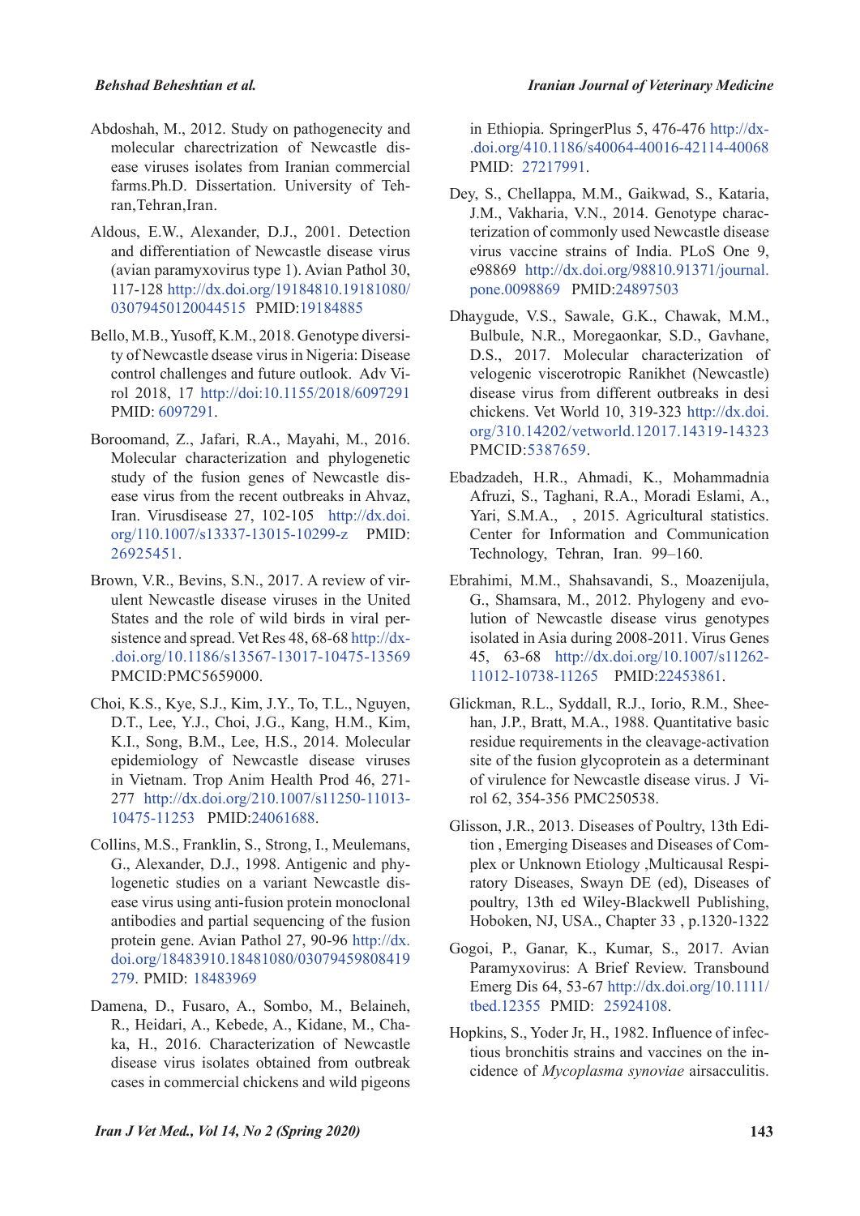Abdoshah, M., 2012. Study on pathogenecity and molecular charectrization of Newcastle disease viruses isolates from Iranian commercial farms.Ph.D. Dissertation. University of Tehran,Tehran,Iran.

Aldous, E.W., Alexander, D.J., 2001. Detection and differentiation of Newcastle disease virus (avian paramyxovirus type 1). Avian Pathol 30, 117-128 http://dx.doi.org/19184810.19181080/03079450120044515 PMID:19184885

Bello, M.B., Yusoff, K.M., 2018. Genotype diversity of Newcastle dsease virus in Nigeria: Disease control challenges and future outlook. Adv Virol 2018, 17 http://doi:10.1155/2018/6097291 PMID: 6097291.

Boroomand, Z., Jafari, R.A., Mayahi, M., 2016. Molecular characterization and phylogenetic study of the fusion genes of Newcastle disease virus from the recent outbreaks in Ahvaz, Iran. Virusdisease 27, 102-105 http://dx.doi.org/110.1007/s13337-13015-10299-z PMID: 26925451.

Brown, V.R., Bevins, S.N., 2017. A review of virulent Newcastle disease viruses in the United States and the role of wild birds in viral persistence and spread. Vet Res 48, 68-68 http://dx-.doi.org/10.1186/s13567-13017-10475-13569 PMCID:PMC5659000.

Choi, K.S., Kye, S.J., Kim, J.Y., To, T.L., Nguyen, D.T., Lee, Y.J., Choi, J.G., Kang, H.M., Kim, K.I., Song, B.M., Lee, H.S., 2014. Molecular epidemiology of Newcastle disease viruses in Vietnam. Trop Anim Health Prod 46, 271-277 http://dx.doi.org/210.1007/s11250-11013-10475-11253 PMID:24061688.

Collins, M.S., Franklin, S., Strong, I., Meulemans, G., Alexander, D.J., 1998. Antigenic and phylogenetic studies on a variant Newcastle disease virus using anti-fusion protein monoclonal antibodies and partial sequencing of the fusion protein gene. Avian Pathol 27, 90-96 http://dx.doi.org/18483910.18481080/03079459808419279. PMID: 18483969

Damena, D., Fusaro, A., Sombo, M., Belaineh, R., Heidari, A., Kebede, A., Kidane, M., Chaka, H., 2016. Characterization of Newcastle disease virus isolates obtained from outbreak cases in commercial chickens and wild pigeons in Ethiopia. SpringerPlus 5, 476-476 http://dx-.doi.org/410.1186/s40064-40016-42114-40068 PMID: 27217991.

Dey, S., Chellappa, M.M., Gaikwad, S., Kataria, J.M., Vakharia, V.N., 2014. Genotype characterization of commonly used Newcastle disease virus vaccine strains of India. PLoS One 9, e98869 http://dx.doi.org/98810.91371/journal.pone.0098869 PMID:24897503

Dhaygude, V.S., Sawale, G.K., Chawak, M.M., Bulbule, N.R., Moregaonkar, S.D., Gavhane, D.S., 2017. Molecular characterization of velogenic viscerotropic Ranikhet (Newcastle) disease virus from different outbreaks in desi chickens. Vet World 10, 319-323 http://dx.doi.org/310.14202/vetworld.12017.14319-14323 PMCID:5387659.

Ebadzadeh, H.R., Ahmadi, K., Mohammadnia Afruzi, S., Taghani, R.A., Moradi Eslami, A., Yari, S.M.A., , 2015. Agricultural statistics. Center for Information and Communication Technology, Tehran, Iran. 99–160.

Ebrahimi, M.M., Shahsavandi, S., Moazenijula, G., Shamsara, M., 2012. Phylogeny and evolution of Newcastle disease virus genotypes isolated in Asia during 2008-2011. Virus Genes 45, 63-68 http://dx.doi.org/10.1007/s11262-11012-10738-11265 PMID:22453861.

Glickman, R.L., Syddall, R.J., Iorio, R.M., Sheehan, J.P., Bratt, M.A., 1988. Quantitative basic residue requirements in the cleavage-activation site of the fusion glycoprotein as a determinant of virulence for Newcastle disease virus. J Virol 62, 354-356 PMC250538.

Glisson, J.R., 2013. Diseases of Poultry, 13th Edition , Emerging Diseases and Diseases of Complex or Unknown Etiology ,Multicausal Respiratory Diseases, Swayn DE (ed), Diseases of poultry, 13th ed Wiley-Blackwell Publishing, Hoboken, NJ, USA., Chapter 33 , p.1320-1322

Gogoi, P., Ganar, K., Kumar, S., 2017. Avian Paramyxovirus: A Brief Review. Transbound Emerg Dis 64, 53-67 http://dx.doi.org/10.1111/tbed.12355 PMID: 25924108.

Hopkins, S., Yoder Jr, H., 1982. Influence of infectious bronchitis strains and vaccines on the incidence of *Mycoplasma synoviae* airsacculitis.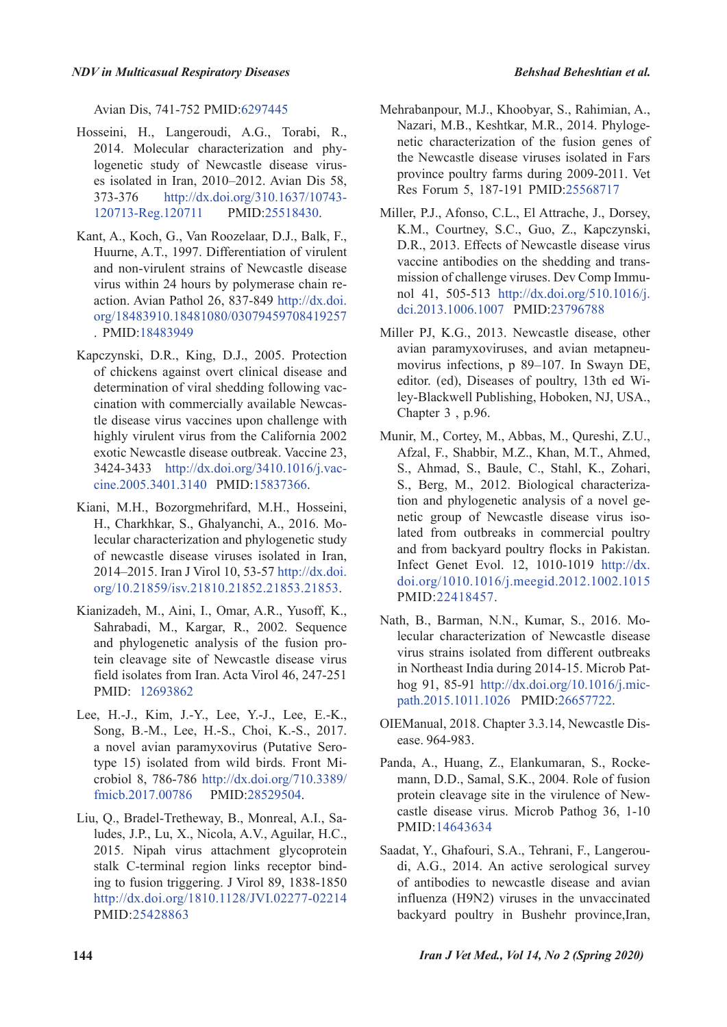Avian Dis, 741-752 PMID:6297445

Hosseini, H., Langeroudi, A.G., Torabi, R., 2014. Molecular characterization and phylogenetic study of Newcastle disease viruses isolated in Iran, 2010–2012. Avian Dis 58, 373-376 http://dx.doi.org/310.1637/10743-120713-Reg.120711 PMID:25518430.

Kant, A., Koch, G., Van Roozelaar, D.J., Balk, F., Huurne, A.T., 1997. Differentiation of virulent and non-virulent strains of Newcastle disease virus within 24 hours by polymerase chain reaction. Avian Pathol 26, 837-849 http://dx.doi.org/18483910.18481080/03079459708419257 . PMID:18483949

Kapczynski, D.R., King, D.J., 2005. Protection of chickens against overt clinical disease and determination of viral shedding following vaccination with commercially available Newcastle disease virus vaccines upon challenge with highly virulent virus from the California 2002 exotic Newcastle disease outbreak. Vaccine 23, 3424-3433 http://dx.doi.org/3410.1016/j.vaccine.2005.3401.3140 PMID:15837366.

Kiani, M.H., Bozorgmehrifard, M.H., Hosseini, H., Charkhkar, S., Ghalyanchi, A., 2016. Molecular characterization and phylogenetic study of newcastle disease viruses isolated in Iran, 2014–2015. Iran J Virol 10, 53-57 http://dx.doi.org/10.21859/isv.21810.21852.21853.21853.

Kianizadeh, M., Aini, I., Omar, A.R., Yusoff, K., Sahrabadi, M., Kargar, R., 2002. Sequence and phylogenetic analysis of the fusion protein cleavage site of Newcastle disease virus field isolates from Iran. Acta Virol 46, 247-251 PMID: 12693862

Lee, H.-J., Kim, J.-Y., Lee, Y.-J., Lee, E.-K., Song, B.-M., Lee, H.-S., Choi, K.-S., 2017. a novel avian paramyxovirus (Putative Serotype 15) isolated from wild birds. Front Microbiol 8, 786-786 http://dx.doi.org/710.3389/fmicb.2017.00786 PMID:28529504.

Liu, Q., Bradel-Tretheway, B., Monreal, A.I., Saludes, J.P., Lu, X., Nicola, A.V., Aguilar, H.C., 2015. Nipah virus attachment glycoprotein stalk C-terminal region links receptor binding to fusion triggering. J Virol 89, 1838-1850 http://dx.doi.org/1810.1128/JVI.02277-02214 PMID:25428863

Mehrabanpour, M.J., Khoobyar, S., Rahimian, A., Nazari, M.B., Keshtkar, M.R., 2014. Phylogenetic characterization of the fusion genes of the Newcastle disease viruses isolated in Fars province poultry farms during 2009-2011. Vet Res Forum 5, 187-191 PMID:25568717

Miller, P.J., Afonso, C.L., El Attrache, J., Dorsey, K.M., Courtney, S.C., Guo, Z., Kapczynski, D.R., 2013. Effects of Newcastle disease virus vaccine antibodies on the shedding and transmission of challenge viruses. Dev Comp Immunol 41, 505-513 http://dx.doi.org/510.1016/j.dci.2013.1006.1007 PMID:23796788

Miller PJ, K.G., 2013. Newcastle disease, other avian paramyxoviruses, and avian metapneumovirus infections, p 89–107. In Swayn DE, editor. (ed), Diseases of poultry, 13th ed Wiley-Blackwell Publishing, Hoboken, NJ, USA., Chapter 3 , p.96.

Munir, M., Cortey, M., Abbas, M., Qureshi, Z.U., Afzal, F., Shabbir, M.Z., Khan, M.T., Ahmed, S., Ahmad, S., Baule, C., Stahl, K., Zohari, S., Berg, M., 2012. Biological characterization and phylogenetic analysis of a novel genetic group of Newcastle disease virus isolated from outbreaks in commercial poultry and from backyard poultry flocks in Pakistan. Infect Genet Evol. 12, 1010-1019 http://dx.doi.org/1010.1016/j.meegid.2012.1002.1015 PMID:22418457.

Nath, B., Barman, N.N., Kumar, S., 2016. Molecular characterization of Newcastle disease virus strains isolated from different outbreaks in Northeast India during 2014-15. Microb Pathog 91, 85-91 http://dx.doi.org/10.1016/j.micpath.2015.1011.1026 PMID:26657722.

OIEManual, 2018. Chapter 3.3.14, Newcastle Disease. 964-983.

Panda, A., Huang, Z., Elankumaran, S., Rockemann, D.D., Samal, S.K., 2004. Role of fusion protein cleavage site in the virulence of Newcastle disease virus. Microb Pathog 36, 1-10 PMID:14643634

Saadat, Y., Ghafouri, S.A., Tehrani, F., Langeroudi, A.G., 2014. An active serological survey of antibodies to newcastle disease and avian influenza (H9N2) viruses in the unvaccinated backyard poultry in Bushehr province,Iran,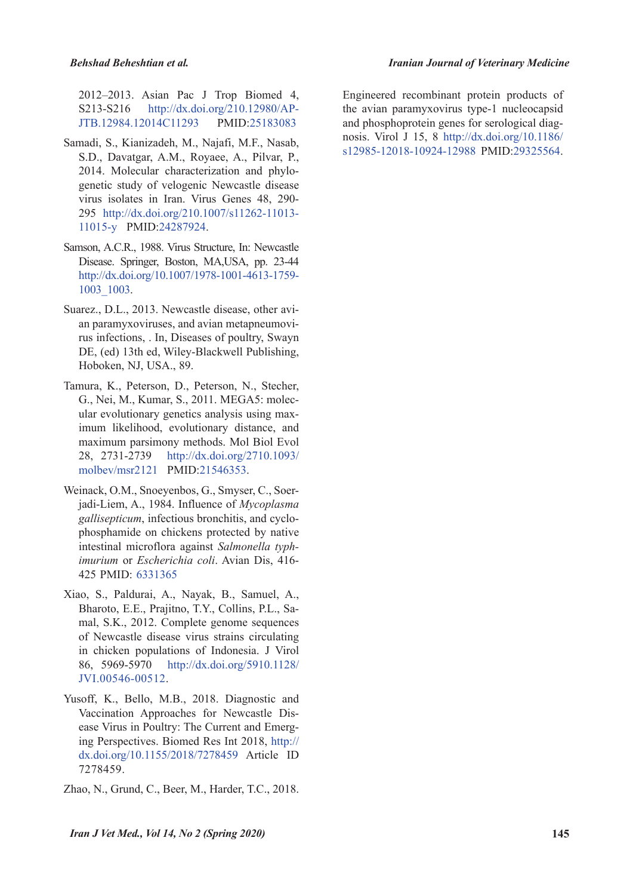2012–2013. Asian Pac J Trop Biomed 4, S213-S216 http://dx.doi.org/210.12980/AP-JTB.12984.12014C11293 PMID:25183083

Samadi, S., Kianizadeh, M., Najafi, M.F., Nasab, S.D., Davatgar, A.M., Royaee, A., Pilvar, P., 2014. Molecular characterization and phylogenetic study of velogenic Newcastle disease virus isolates in Iran. Virus Genes 48, 290-295 http://dx.doi.org/210.1007/s11262-11013-11015-y PMID:24287924.

Samson, A.C.R., 1988. Virus Structure, In: Newcastle Disease. Springer, Boston, MA,USA, pp. 23-44 http://dx.doi.org/10.1007/1978-1001-4613-1759-1003_1003.

Suarez., D.L., 2013. Newcastle disease, other avian paramyxoviruses, and avian metapneumovirus infections, . In, Diseases of poultry, Swayn DE, (ed) 13th ed, Wiley-Blackwell Publishing, Hoboken, NJ, USA., 89.

Tamura, K., Peterson, D., Peterson, N., Stecher, G., Nei, M., Kumar, S., 2011. MEGA5: molecular evolutionary genetics analysis using maximum likelihood, evolutionary distance, and maximum parsimony methods. Mol Biol Evol 28, 2731-2739 http://dx.doi.org/2710.1093/molbev/msr2121 PMID:21546353.

Weinack, O.M., Snoeyenbos, G., Smyser, C., Soerjadi-Liem, A., 1984. Influence of *Mycoplasma gallisepticum*, infectious bronchitis, and cyclophosphamide on chickens protected by native intestinal microflora against *Salmonella typhimurium* or *Escherichia coli*. Avian Dis, 416-425 PMID: 6331365

Xiao, S., Paldurai, A., Nayak, B., Samuel, A., Bharoto, E.E., Prajitno, T.Y., Collins, P.L., Samal, S.K., 2012. Complete genome sequences of Newcastle disease virus strains circulating in chicken populations of Indonesia. J Virol 86, 5969-5970 http://dx.doi.org/5910.1128/JVI.00546-00512.

Yusoff, K., Bello, M.B., 2018. Diagnostic and Vaccination Approaches for Newcastle Disease Virus in Poultry: The Current and Emerging Perspectives. Biomed Res Int 2018, http://dx.doi.org/10.1155/2018/7278459 Article ID 7278459.

Zhao, N., Grund, C., Beer, M., Harder, T.C., 2018. Engineered recombinant protein products of the avian paramyxovirus type-1 nucleocapsid and phosphoprotein genes for serological diagnosis. Virol J 15, 8 http://dx.doi.org/10.1186/s12985-12018-10924-12988 PMID:29325564.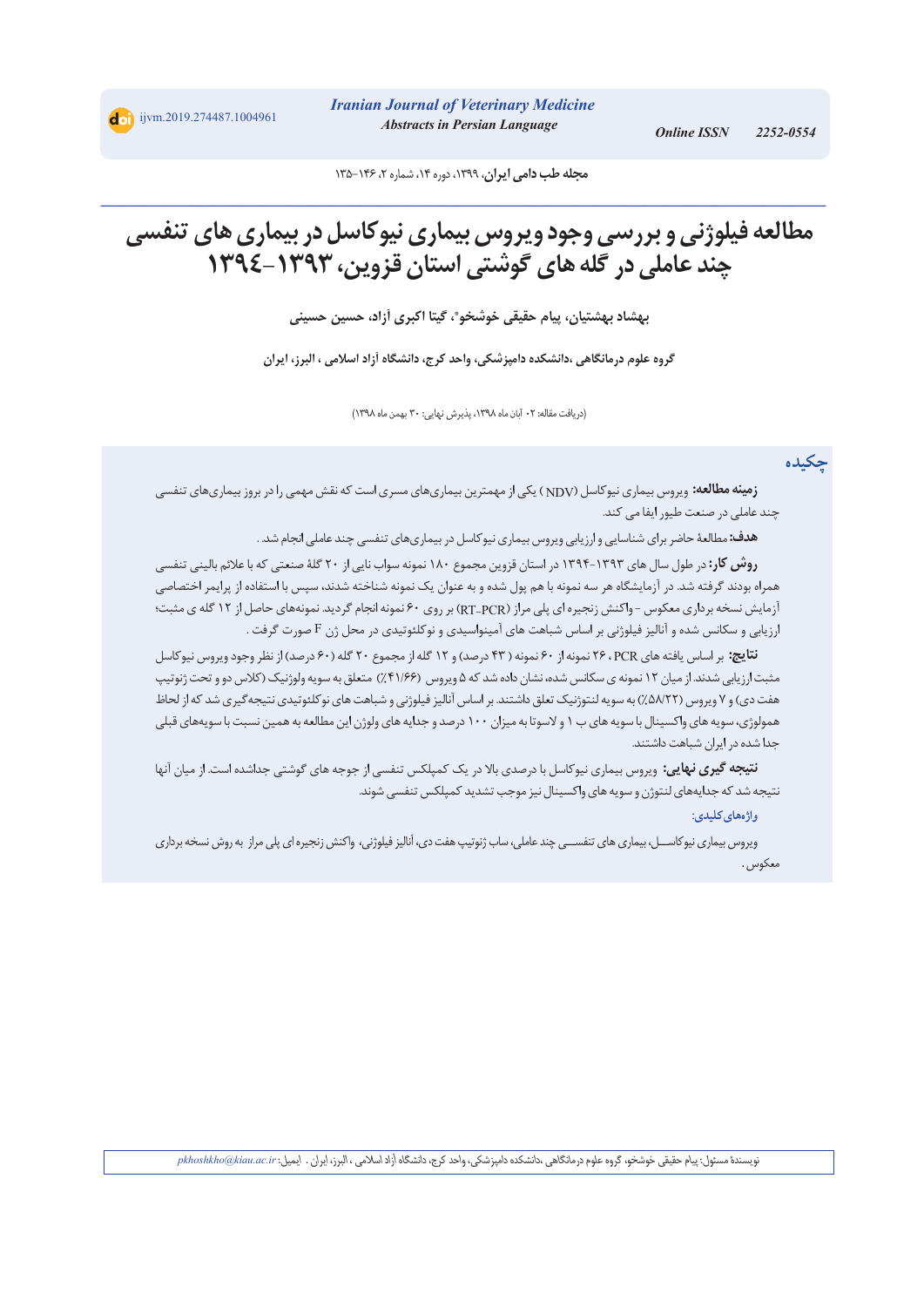ijvm.2019.274487.1004961

*Iranian Journal of Veterinary Medicine*
*Abstracts in Persian Language*

*Online ISSN 2252-0554*

**مجله طب دامی ایران**، ۱۳۹۹، دوره ۱۴، شماره ۲، ۱۴۶-۱۳۵

# مطالعه فیلوژنی و بررسی وجود ویروس بیماری نیوکاسل در بیماری های تنفسی چند عاملی در گله های گوشتی استان قزوین، ۱۳۹۳-۱۳۹۴

**بهشاد بهشتیان، پیام حقیقی خوشخو\*، گیتا اکبری آزاد، حسین حسینی**

**گروه علوم درمانگاهی ،دانشکده دامپزشکی، واحد کرج، دانشگاه آزاد اسلامی ، البرز، ایران**

(دریافت مقاله: ۰۲ آبان ماه ۱۳۹۸، پذیرش نهایی: ۳۰ بهمن ماه ۱۳۹۸)

## چکیده

**زمینه مطالعه:** ویروس بیماری نیوکاسل (NDV ) یکی از مهمترین بیماری‌های مسری است که نقش مهمی را در بروز بیماری‌های تنفسی چند عاملی در صنعت طیور ایفا می کند.

**هدف:** مطالعهٔ حاضر برای شناسایی و ارزیابی ویروس بیماری نیوکاسل در بیماری‌های تنفسی چند عاملی انجام شد .

**روش کار:** در طول سال های ۱۳۹۳-۱۳۹۴ در استان قزوین مجموع ۱۸۰ نمونه سواب نایی از ۲۰ گلهٔ صنعتی که با علائم بالینی تنفسی همراه بودند گرفته شد. در آزمایشگاه هر سه نمونه با هم پول شده و به عنوان یک نمونه شناخته شدند، سپس با استفاده از پرایمر اختصاصی آزمایش نسخه برداری معکوس - واکنش زنجیره ای پلی مراز (RT-PCR) بر روی ۶۰ نمونه انجام گردید. نمونه‌های حاصل از ۱۲ گله ی مثبت؛ ارزیابی و سکانس شده و آنالیز فیلوژنی بر اساس شباهت های آمینواسیدی و نوکلئوتیدی در محل ژن F صورت گرفت .

**نتایج:** بر اساس یافته های PCR ، ۲۶ نمونه از ۶۰ نمونه ( ۴۳ درصد) و ۱۲ گله از مجموع ۲۰ گله (۶۰ درصد) از نظر وجود ویروس نیوکاسل مثبت ارزیابی شدند. از میان ۱۲ نمونه ی سکانس شده، نشان داده شد که ۵ ویروس (۴۱/۶۶٪) متعلق به سویه ولوژنیک (کلاس دو و تحت ژنوتیپ هفت دی) و ۷ ویروس (۵۸/۳۳٪) به سویه لنتوژنیک تعلق داشتند. بر اساس آنالیز فیلوژنی و شباهت های نوکلئوتیدی نتیجه‌گیری شد که از لحاظ همولوژی، سویه های واکسینال با سویه های ب ۱ و لاسوتا به میزان ۱۰۰ درصد و جدایه های ولوژن این مطالعه به همین نسبت با سویه‌های قبلی جدا شده در ایران شباهت داشتند.

**نتیجه گیری نهایی:** ویروس بیماری نیوکاسل با درصدی بالا در یک کمپلکس تنفسی از جوجه های گوشتی جداشده است. از میان آنها نتیجه شد که جدایه‌های لنتوژن و سویه های واکسینال نیز موجب تشدید کمپلکس تنفسی شوند.

**واژه‌های کلیدی:**

ویروس بیماری نیوکاسل، بیماری های تنفسی چند عاملی، ساب ژنوتیپ هفت دی، آنالیز فیلوژنی، واکنش زنجیره ای پلی مراز به روش نسخه برداری معکوس.

نویسندهٔ مسئول: پیام حقیقی خوشخو، گروه علوم درمانگاهی ،دانشکده دامپزشکی، واحد کرج، دانشگاه آزاد اسلامی ، البرز، ایران . ایمیل: *pkhoshkho@kiau.ac.ir*